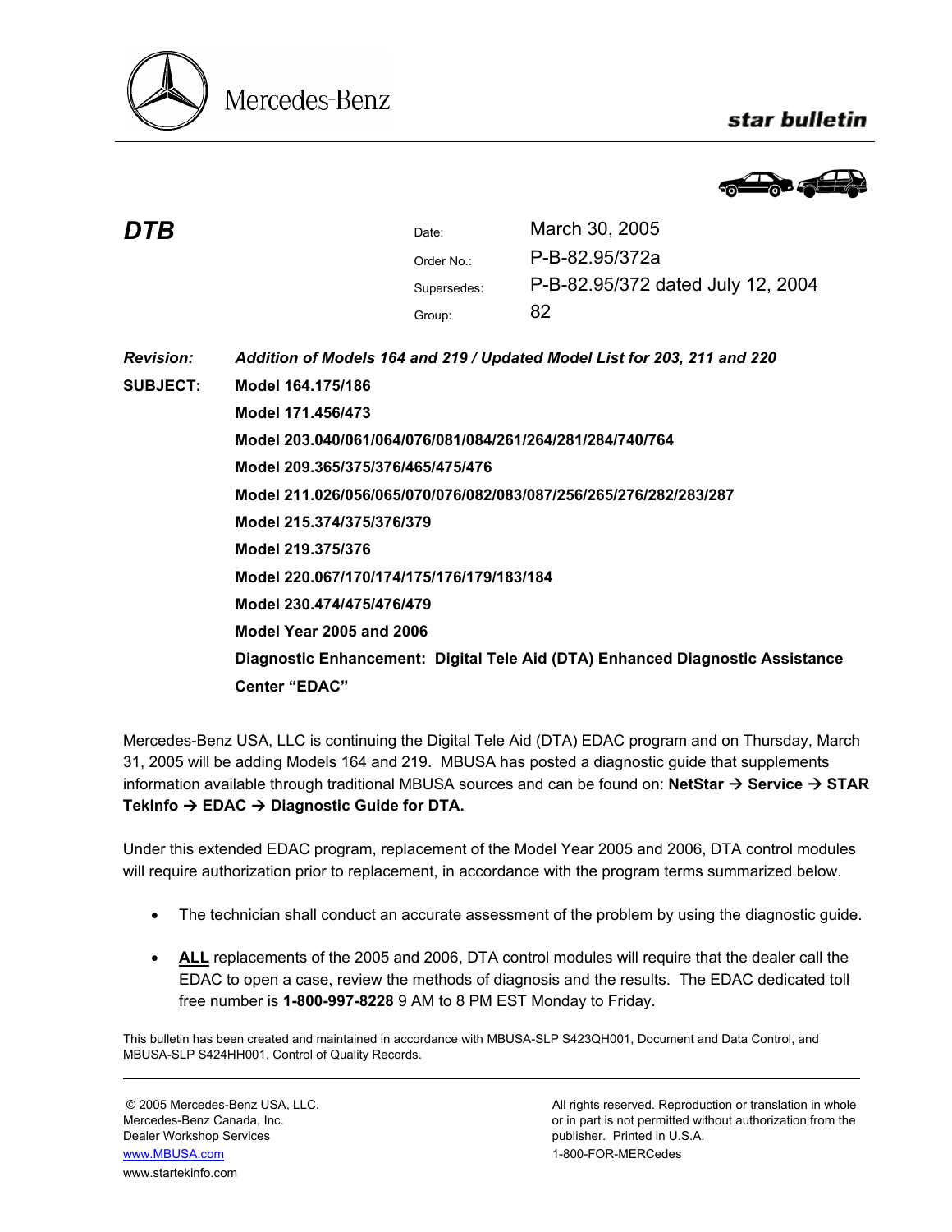Mercedes-Benz

**star bulletin**

## DTB

| | |
|---|---|
| Date: | March 30, 2005 |
| Order No.: | P-B-82.95/372a |
| Supersedes: | P-B-82.95/372 dated July 12, 2004 |
| Group: | 82 |

***Revision:*** ***Addition of Models 164 and 219 / Updated Model List for 203, 211 and 220***

**SUBJECT:**
**Model 164.175/186**
**Model 171.456/473**
**Model 203.040/061/064/076/081/084/261/264/281/284/740/764**
**Model 209.365/375/376/465/475/476**
**Model 211.026/056/065/070/076/082/083/087/256/265/276/282/283/287**
**Model 215.374/375/376/379**
**Model 219.375/376**
**Model 220.067/170/174/175/176/179/183/184**
**Model 230.474/475/476/479**
**Model Year 2005 and 2006**
**Diagnostic Enhancement: Digital Tele Aid (DTA) Enhanced Diagnostic Assistance Center "EDAC"**

Mercedes-Benz USA, LLC is continuing the Digital Tele Aid (DTA) EDAC program and on Thursday, March 31, 2005 will be adding Models 164 and 219. MBUSA has posted a diagnostic guide that supplements information available through traditional MBUSA sources and can be found on: **NetStar → Service → STAR TekInfo → EDAC → Diagnostic Guide for DTA.**

Under this extended EDAC program, replacement of the Model Year 2005 and 2006, DTA control modules will require authorization prior to replacement, in accordance with the program terms summarized below.

- The technician shall conduct an accurate assessment of the problem by using the diagnostic guide.
- **ALL** replacements of the 2005 and 2006, DTA control modules will require that the dealer call the EDAC to open a case, review the methods of diagnosis and the results. The EDAC dedicated toll free number is **1-800-997-8228** 9 AM to 8 PM EST Monday to Friday.

This bulletin has been created and maintained in accordance with MBUSA-SLP S423QH001, Document and Data Control, and MBUSA-SLP S424HH001, Control of Quality Records.

© 2005 Mercedes-Benz USA, LLC.
Mercedes-Benz Canada, Inc.
Dealer Workshop Services
www.MBUSA.com
www.startekinfo.com

All rights reserved. Reproduction or translation in whole or in part is not permitted without authorization from the publisher. Printed in U.S.A.
1-800-FOR-MERCedes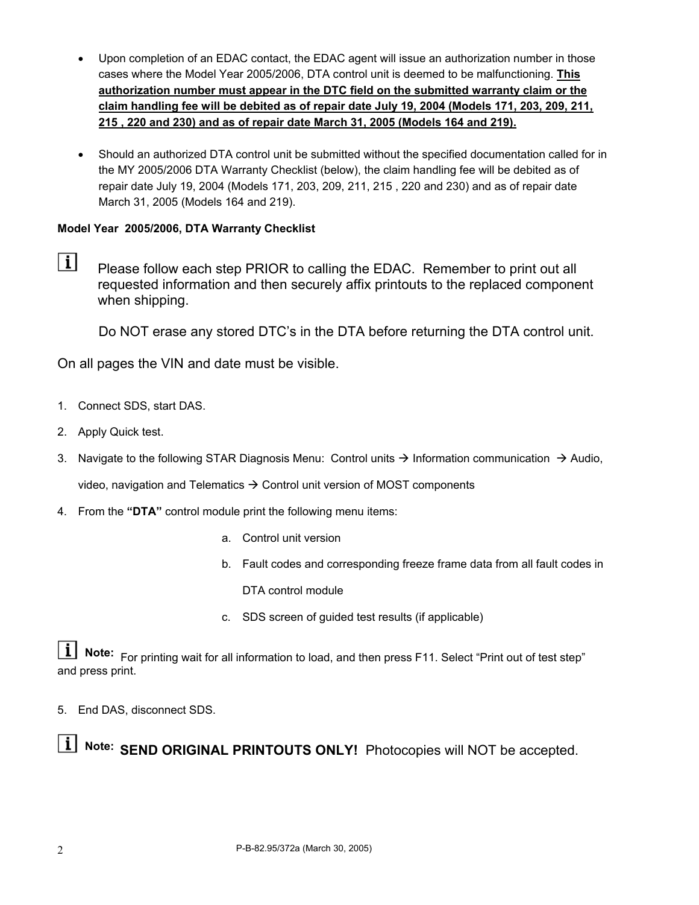- Upon completion of an EDAC contact, the EDAC agent will issue an authorization number in those cases where the Model Year 2005/2006, DTA control unit is deemed to be malfunctioning. **This authorization number must appear in the DTC field on the submitted warranty claim or the claim handling fee will be debited as of repair date July 19, 2004 (Models 171, 203, 209, 211, 215 , 220 and 230) and as of repair date March 31, 2005 (Models 164 and 219).**

- Should an authorized DTA control unit be submitted without the specified documentation called for in the MY 2005/2006 DTA Warranty Checklist (below), the claim handling fee will be debited as of repair date July 19, 2004 (Models 171, 203, 209, 211, 215 , 220 and 230) and as of repair date March 31, 2005 (Models 164 and 219).

**Model Year 2005/2006, DTA Warranty Checklist**

Please follow each step PRIOR to calling the EDAC. Remember to print out all requested information and then securely affix printouts to the replaced component when shipping.

Do NOT erase any stored DTC's in the DTA before returning the DTA control unit.

On all pages the VIN and date must be visible.

1. Connect SDS, start DAS.
2. Apply Quick test.
3. Navigate to the following STAR Diagnosis Menu: Control units → Information communication → Audio, video, navigation and Telematics → Control unit version of MOST components
4. From the **"DTA"** control module print the following menu items:
   a. Control unit version
   b. Fault codes and corresponding freeze frame data from all fault codes in DTA control module
   c. SDS screen of guided test results (if applicable)

**Note:** For printing wait for all information to load, and then press F11. Select "Print out of test step" and press print.

5. End DAS, disconnect SDS.

**Note:** **SEND ORIGINAL PRINTOUTS ONLY!** Photocopies will NOT be accepted.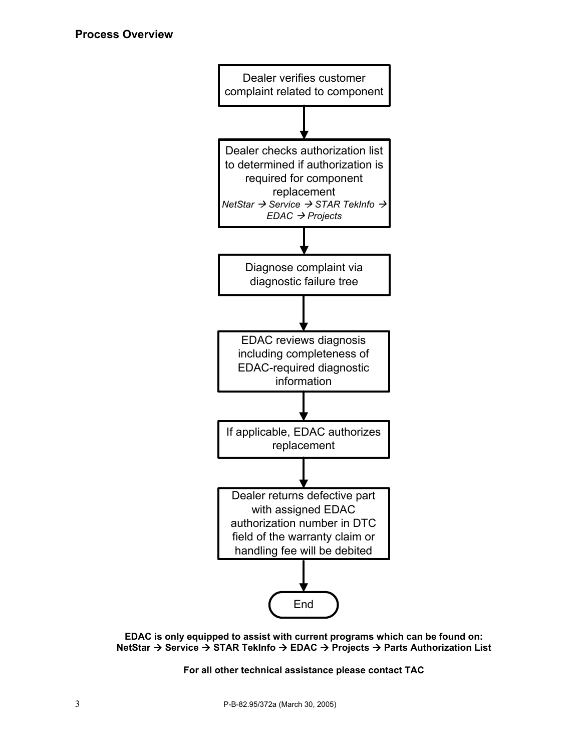## Process Overview

Dealer verifies customer complaint related to component

Dealer checks authorization list to determined if authorization is required for component replacement
*NetStar → Service → STAR TekInfo → EDAC → Projects*

Diagnose complaint via diagnostic failure tree

EDAC reviews diagnosis including completeness of EDAC-required diagnostic information

If applicable, EDAC authorizes replacement

Dealer returns defective part with assigned EDAC authorization number in DTC field of the warranty claim or handling fee will be debited

End

**EDAC is only equipped to assist with current programs which can be found on: NetStar → Service → STAR TekInfo → EDAC → Projects → Parts Authorization List**

**For all other technical assistance please contact TAC**

P-B-82.95/372a (March 30, 2005)